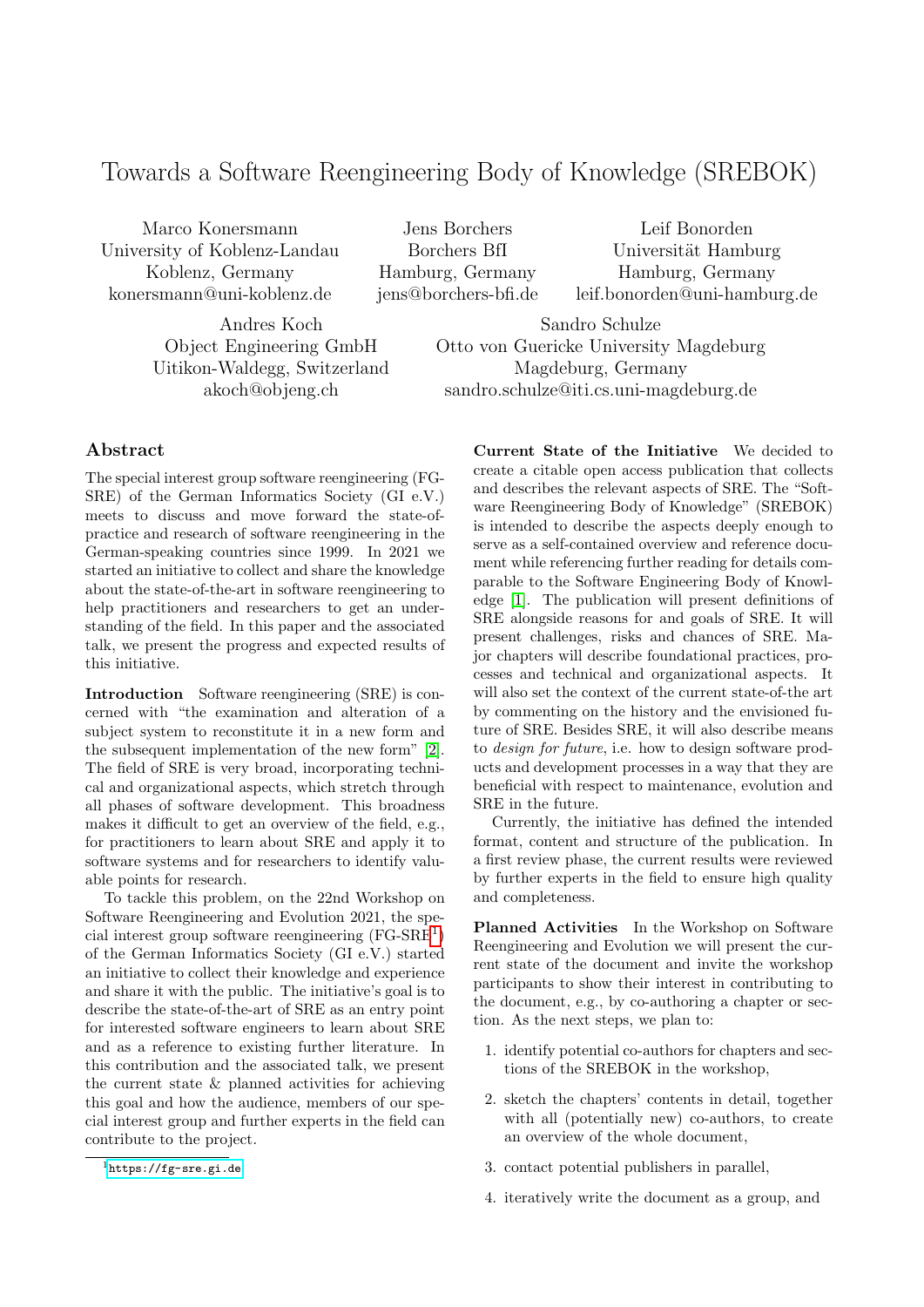# Towards a Software Reengineering Body of Knowledge (SREBOK)

Marco Konersmann
University of Koblenz-Landau
Koblenz, Germany
konersmann@uni-koblenz.de

Jens Borchers
Borchers BfI
Hamburg, Germany
jens@borchers-bfi.de

Leif Bonorden
Universität Hamburg
Hamburg, Germany
leif.bonorden@uni-hamburg.de

Andres Koch
Object Engineering GmbH
Uitikon-Waldegg, Switzerland
akoch@objeng.ch

Sandro Schulze
Otto von Guericke University Magdeburg
Magdeburg, Germany
sandro.schulze@iti.cs.uni-magdeburg.de

## Abstract

The special interest group software reengineering (FG-SRE) of the German Informatics Society (GI e.V.) meets to discuss and move forward the state-of-practice and research of software reengineering in the German-speaking countries since 1999. In 2021 we started an initiative to collect and share the knowledge about the state-of-the-art in software reengineering to help practitioners and researchers to get an understanding of the field. In this paper and the associated talk, we present the progress and expected results of this initiative.

**Introduction** Software reengineering (SRE) is concerned with "the examination and alteration of a subject system to reconstitute it in a new form and the subsequent implementation of the new form" [2]. The field of SRE is very broad, incorporating technical and organizational aspects, which stretch through all phases of software development. This broadness makes it difficult to get an overview of the field, e.g., for practitioners to learn about SRE and apply it to software systems and for researchers to identify valuable points for research.

To tackle this problem, on the 22nd Workshop on Software Reengineering and Evolution 2021, the special interest group software reengineering (FG-SRE[1]) of the German Informatics Society (GI e.V.) started an initiative to collect their knowledge and experience and share it with the public. The initiative's goal is to describe the state-of-the-art of SRE as an entry point for interested software engineers to learn about SRE and as a reference to existing further literature. In this contribution and the associated talk, we present the current state & planned activities for achieving this goal and how the audience, members of our special interest group and further experts in the field can contribute to the project.

[1] https://fg-sre.gi.de

**Current State of the Initiative** We decided to create a citable open access publication that collects and describes the relevant aspects of SRE. The "Software Reengineering Body of Knowledge" (SREBOK) is intended to describe the aspects deeply enough to serve as a self-contained overview and reference document while referencing further reading for details comparable to the Software Engineering Body of Knowledge [1]. The publication will present definitions of SRE alongside reasons for and goals of SRE. It will present challenges, risks and chances of SRE. Major chapters will describe foundational practices, processes and technical and organizational aspects. It will also set the context of the current state-of-the art by commenting on the history and the envisioned future of SRE. Besides SRE, it will also describe means to *design for future*, i.e. how to design software products and development processes in a way that they are beneficial with respect to maintenance, evolution and SRE in the future.

Currently, the initiative has defined the intended format, content and structure of the publication. In a first review phase, the current results were reviewed by further experts in the field to ensure high quality and completeness.

**Planned Activities** In the Workshop on Software Reengineering and Evolution we will present the current state of the document and invite the workshop participants to show their interest in contributing to the document, e.g., by co-authoring a chapter or section. As the next steps, we plan to:

1. identify potential co-authors for chapters and sections of the SREBOK in the workshop,
2. sketch the chapters' contents in detail, together with all (potentially new) co-authors, to create an overview of the whole document,
3. contact potential publishers in parallel,
4. iteratively write the document as a group, and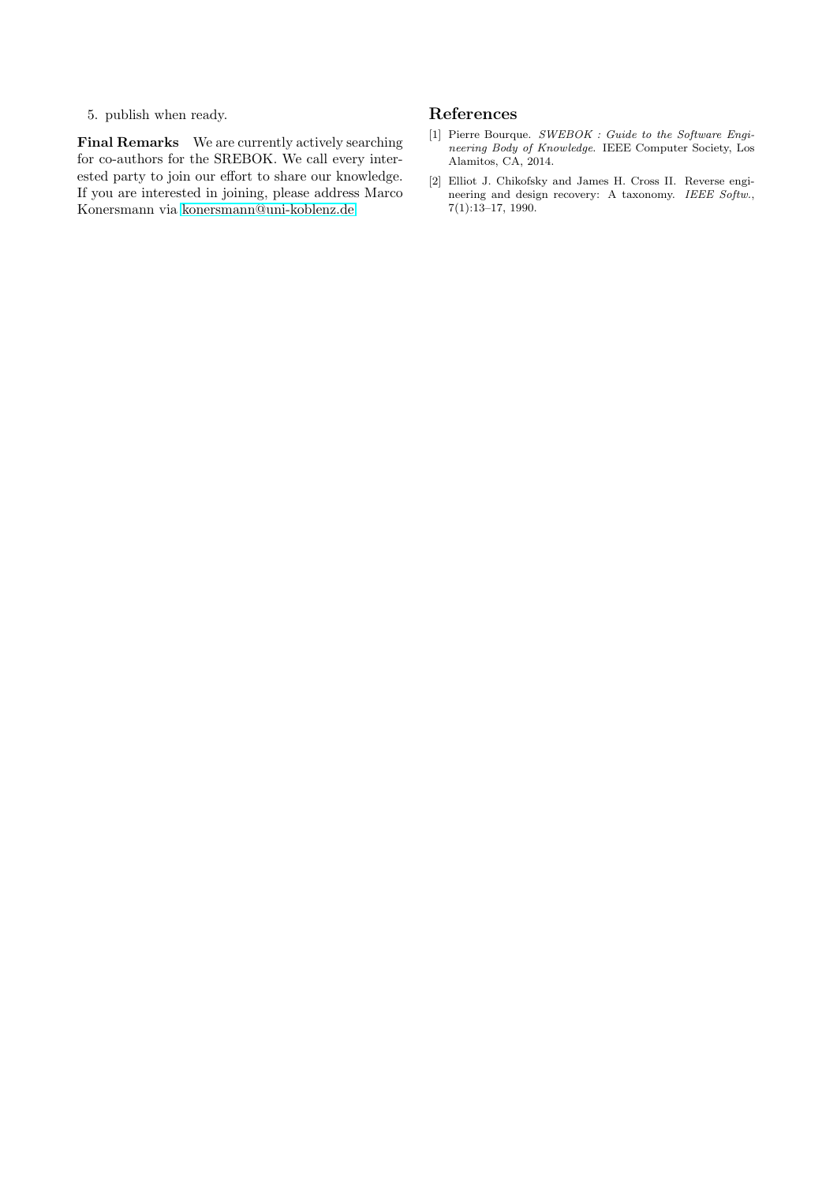5. publish when ready.

**Final Remarks** We are currently actively searching for co-authors for the SREBOK. We call every interested party to join our effort to share our knowledge. If you are interested in joining, please address Marco Konersmann via konersmann@uni-koblenz.de

## References

[1] Pierre Bourque. *SWEBOK : Guide to the Software Engineering Body of Knowledge*. IEEE Computer Society, Los Alamitos, CA, 2014.

[2] Elliot J. Chikofsky and James H. Cross II. Reverse engineering and design recovery: A taxonomy. *IEEE Softw.*, 7(1):13–17, 1990.